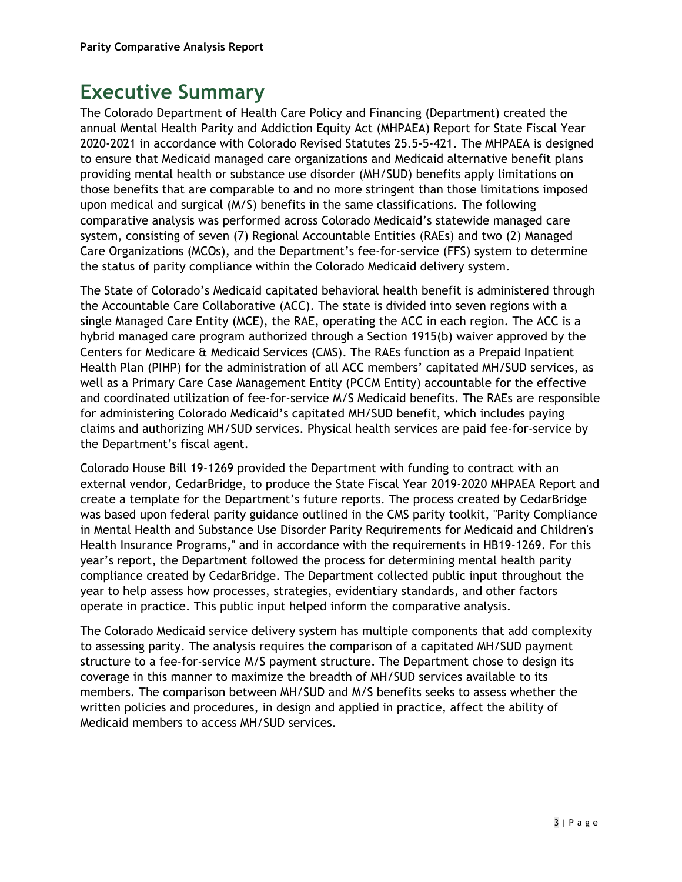# Executive Summary

The Colorado Department of Health Care Policy and Financing (Department) created the annual Mental Health Parity and Addiction Equity Act (MHPAEA) Report for State Fiscal Year 2020-2021 in accordance with Colorado Revised Statutes 25.5-5-421. The MHPAEA is designed to ensure that Medicaid managed care organizations and Medicaid alternative benefit plans providing mental health or substance use disorder (MH/SUD) benefits apply limitations on those benefits that are comparable to and no more stringent than those limitations imposed upon medical and surgical (M/S) benefits in the same classifications. The following comparative analysis was performed across Colorado Medicaid's statewide managed care system, consisting of seven (7) Regional Accountable Entities (RAEs) and two (2) Managed Care Organizations (MCOs), and the Department's fee-for-service (FFS) system to determine the status of parity compliance within the Colorado Medicaid delivery system.

The State of Colorado's Medicaid capitated behavioral health benefit is administered through the Accountable Care Collaborative (ACC). The state is divided into seven regions with a single Managed Care Entity (MCE), the RAE, operating the ACC in each region. The ACC is a hybrid managed care program authorized through a Section 1915(b) waiver approved by the Centers for Medicare & Medicaid Services (CMS). The RAEs function as a Prepaid Inpatient Health Plan (PIHP) for the administration of all ACC members' capitated MH/SUD services, as well as a Primary Care Case Management Entity (PCCM Entity) accountable for the effective and coordinated utilization of fee-for-service M/S Medicaid benefits. The RAEs are responsible for administering Colorado Medicaid's capitated MH/SUD benefit, which includes paying claims and authorizing MH/SUD services. Physical health services are paid fee-for-service by the Department's fiscal agent.

Colorado House Bill 19-1269 provided the Department with funding to contract with an external vendor, CedarBridge, to produce the State Fiscal Year 2019-2020 MHPAEA Report and create a template for the Department's future reports. The process created by CedarBridge was based upon federal parity guidance outlined in the CMS parity toolkit, "Parity Compliance in Mental Health and Substance Use Disorder Parity Requirements for Medicaid and Children's Health Insurance Programs," and in accordance with the requirements in HB19-1269. For this year's report, the Department followed the process for determining mental health parity compliance created by CedarBridge. The Department collected public input throughout the year to help assess how processes, strategies, evidentiary standards, and other factors operate in practice. This public input helped inform the comparative analysis.

The Colorado Medicaid service delivery system has multiple components that add complexity to assessing parity. The analysis requires the comparison of a capitated MH/SUD payment structure to a fee-for-service M/S payment structure. The Department chose to design its coverage in this manner to maximize the breadth of MH/SUD services available to its members. The comparison between MH/SUD and M/S benefits seeks to assess whether the written policies and procedures, in design and applied in practice, affect the ability of Medicaid members to access MH/SUD services.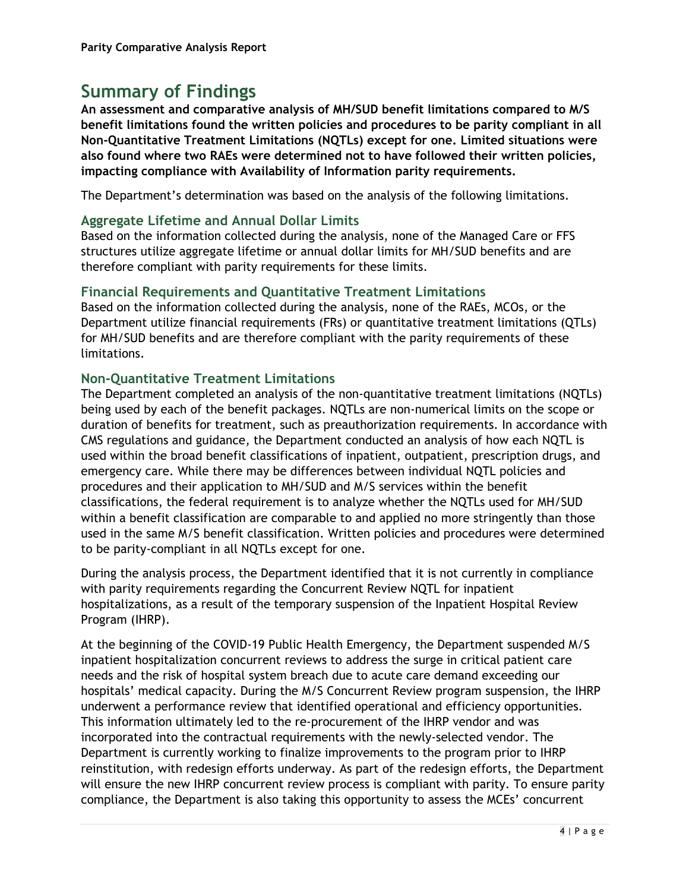# Summary of Findings

**An assessment and comparative analysis of MH/SUD benefit limitations compared to M/S benefit limitations found the written policies and procedures to be parity compliant in all Non-Quantitative Treatment Limitations (NQTLs) except for one. Limited situations were also found where two RAEs were determined not to have followed their written policies, impacting compliance with Availability of Information parity requirements.**

The Department's determination was based on the analysis of the following limitations.

## Aggregate Lifetime and Annual Dollar Limits

Based on the information collected during the analysis, none of the Managed Care or FFS structures utilize aggregate lifetime or annual dollar limits for MH/SUD benefits and are therefore compliant with parity requirements for these limits.

## Financial Requirements and Quantitative Treatment Limitations

Based on the information collected during the analysis, none of the RAEs, MCOs, or the Department utilize financial requirements (FRs) or quantitative treatment limitations (QTLs) for MH/SUD benefits and are therefore compliant with the parity requirements of these limitations.

## Non-Quantitative Treatment Limitations

The Department completed an analysis of the non-quantitative treatment limitations (NQTLs) being used by each of the benefit packages. NQTLs are non-numerical limits on the scope or duration of benefits for treatment, such as preauthorization requirements. In accordance with CMS regulations and guidance, the Department conducted an analysis of how each NQTL is used within the broad benefit classifications of inpatient, outpatient, prescription drugs, and emergency care. While there may be differences between individual NQTL policies and procedures and their application to MH/SUD and M/S services within the benefit classifications, the federal requirement is to analyze whether the NQTLs used for MH/SUD within a benefit classification are comparable to and applied no more stringently than those used in the same M/S benefit classification. Written policies and procedures were determined to be parity-compliant in all NQTLs except for one.

During the analysis process, the Department identified that it is not currently in compliance with parity requirements regarding the Concurrent Review NQTL for inpatient hospitalizations, as a result of the temporary suspension of the Inpatient Hospital Review Program (IHRP).

At the beginning of the COVID-19 Public Health Emergency, the Department suspended M/S inpatient hospitalization concurrent reviews to address the surge in critical patient care needs and the risk of hospital system breach due to acute care demand exceeding our hospitals' medical capacity. During the M/S Concurrent Review program suspension, the IHRP underwent a performance review that identified operational and efficiency opportunities. This information ultimately led to the re-procurement of the IHRP vendor and was incorporated into the contractual requirements with the newly-selected vendor. The Department is currently working to finalize improvements to the program prior to IHRP reinstitution, with redesign efforts underway. As part of the redesign efforts, the Department will ensure the new IHRP concurrent review process is compliant with parity. To ensure parity compliance, the Department is also taking this opportunity to assess the MCEs' concurrent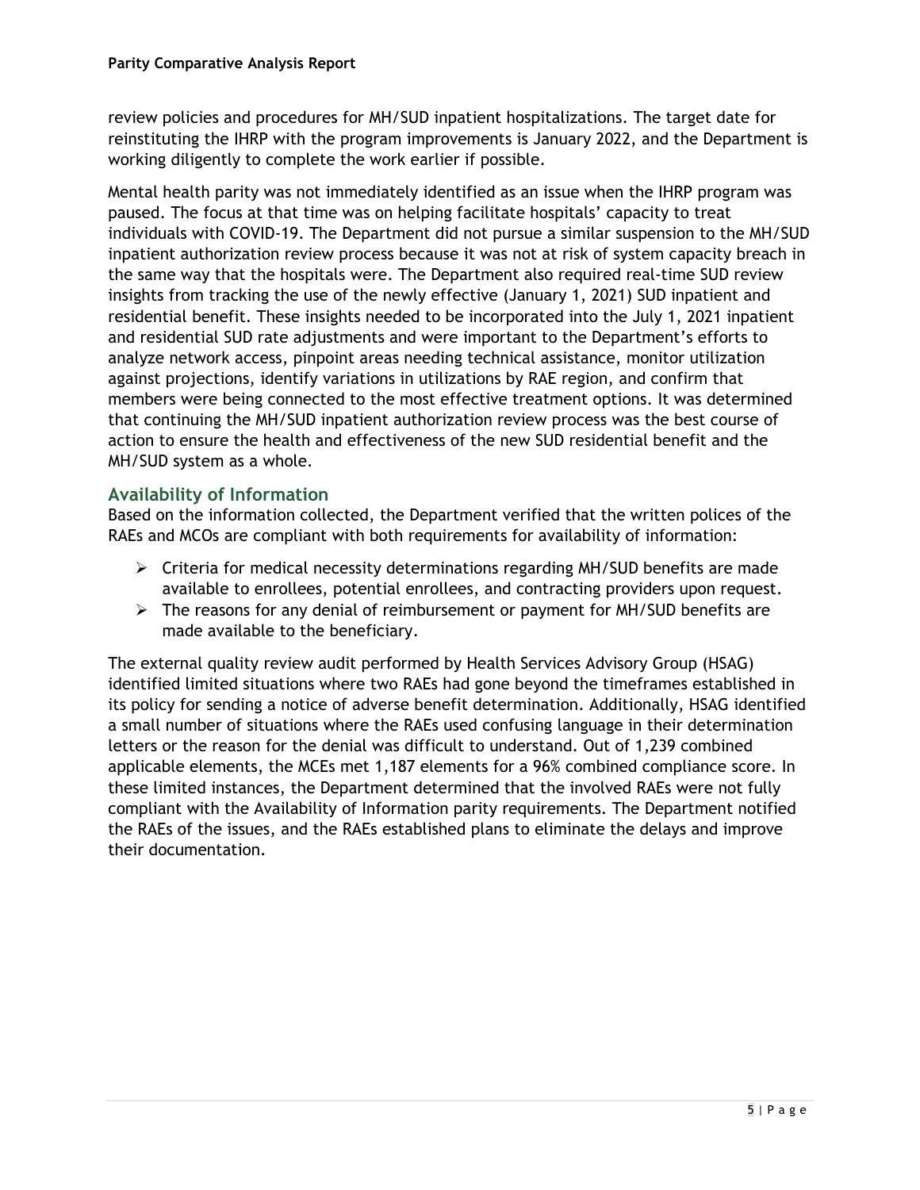review policies and procedures for MH/SUD inpatient hospitalizations. The target date for reinstituting the IHRP with the program improvements is January 2022, and the Department is working diligently to complete the work earlier if possible.

Mental health parity was not immediately identified as an issue when the IHRP program was paused. The focus at that time was on helping facilitate hospitals' capacity to treat individuals with COVID-19. The Department did not pursue a similar suspension to the MH/SUD inpatient authorization review process because it was not at risk of system capacity breach in the same way that the hospitals were. The Department also required real-time SUD review insights from tracking the use of the newly effective (January 1, 2021) SUD inpatient and residential benefit. These insights needed to be incorporated into the July 1, 2021 inpatient and residential SUD rate adjustments and were important to the Department's efforts to analyze network access, pinpoint areas needing technical assistance, monitor utilization against projections, identify variations in utilizations by RAE region, and confirm that members were being connected to the most effective treatment options. It was determined that continuing the MH/SUD inpatient authorization review process was the best course of action to ensure the health and effectiveness of the new SUD residential benefit and the MH/SUD system as a whole.

## Availability of Information

Based on the information collected, the Department verified that the written polices of the RAEs and MCOs are compliant with both requirements for availability of information:

- Criteria for medical necessity determinations regarding MH/SUD benefits are made available to enrollees, potential enrollees, and contracting providers upon request.
- The reasons for any denial of reimbursement or payment for MH/SUD benefits are made available to the beneficiary.

The external quality review audit performed by Health Services Advisory Group (HSAG) identified limited situations where two RAEs had gone beyond the timeframes established in its policy for sending a notice of adverse benefit determination. Additionally, HSAG identified a small number of situations where the RAEs used confusing language in their determination letters or the reason for the denial was difficult to understand. Out of 1,239 combined applicable elements, the MCEs met 1,187 elements for a 96% combined compliance score. In these limited instances, the Department determined that the involved RAEs were not fully compliant with the Availability of Information parity requirements. The Department notified the RAEs of the issues, and the RAEs established plans to eliminate the delays and improve their documentation.